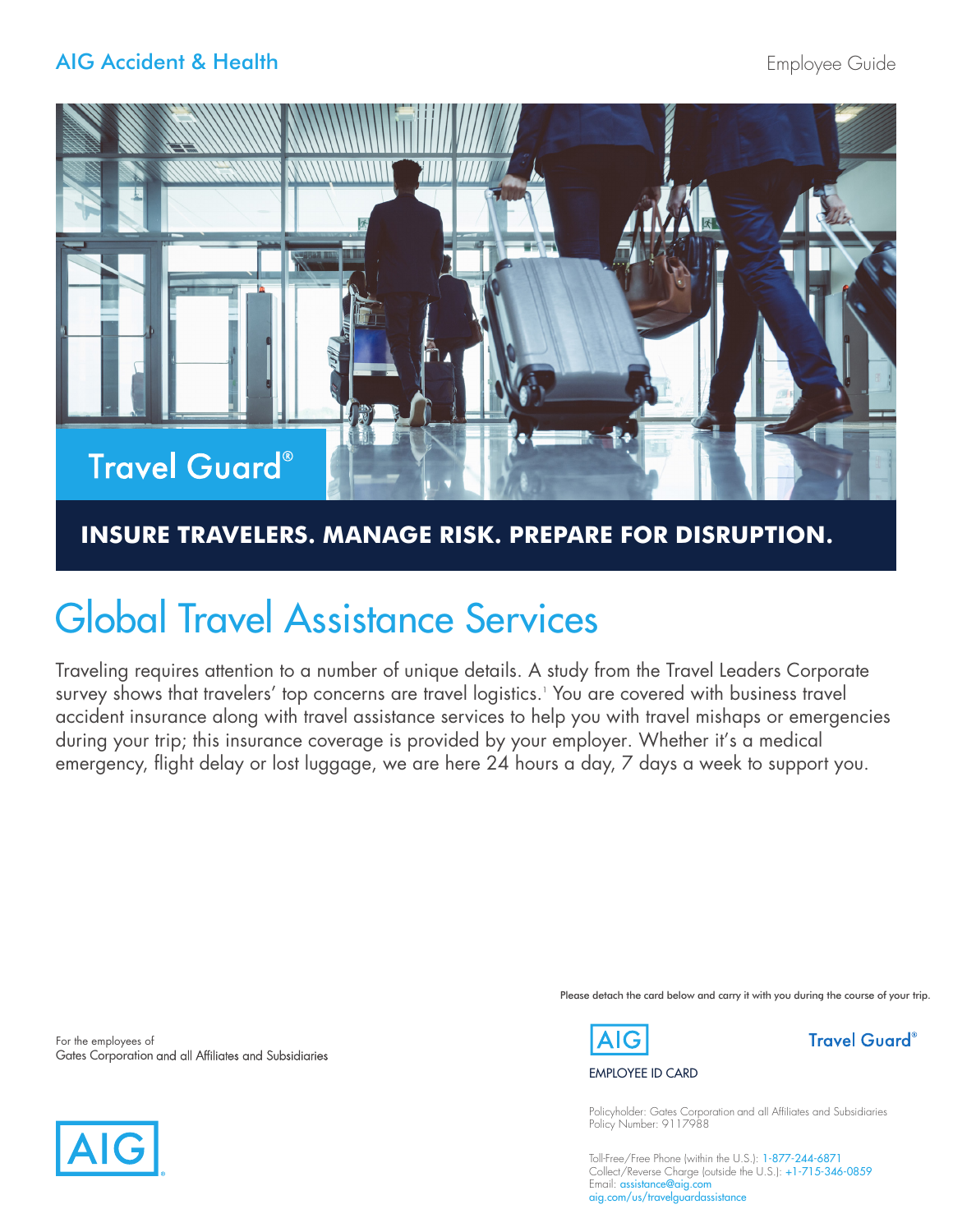AIG Accident & Health

Employee Guide

Travel Guard®

**INSURE TRAVELERS. MANAGE RISK. PREPARE FOR DISRUPTION.**

# Global Travel Assistance Services

Traveling requires attention to a number of unique details. A study from the Travel Leaders Corporate survey shows that travelers' top concerns are travel logistics.[1] You are covered with business travel accident insurance along with travel assistance services to help you with travel mishaps or emergencies during your trip; this insurance coverage is provided by your employer. Whether it's a medical emergency, flight delay or lost luggage, we are here 24 hours a day, 7 days a week to support you.

For the employees of
Gates Corporation and all Affiliates and Subsidiaries

Please detach the card below and carry it with you during the course of your trip.

AIG Travel Guard®

EMPLOYEE ID CARD

Policyholder: Gates Corporation and all Affiliates and Subsidiaries
Policy Number: 9117988

Toll-Free/Free Phone (within the U.S.): 1-877-244-6871
Collect/Reverse Charge (outside the U.S.): +1-715-346-0859
Email: assistance@aig.com
aig.com/us/travelguardassistance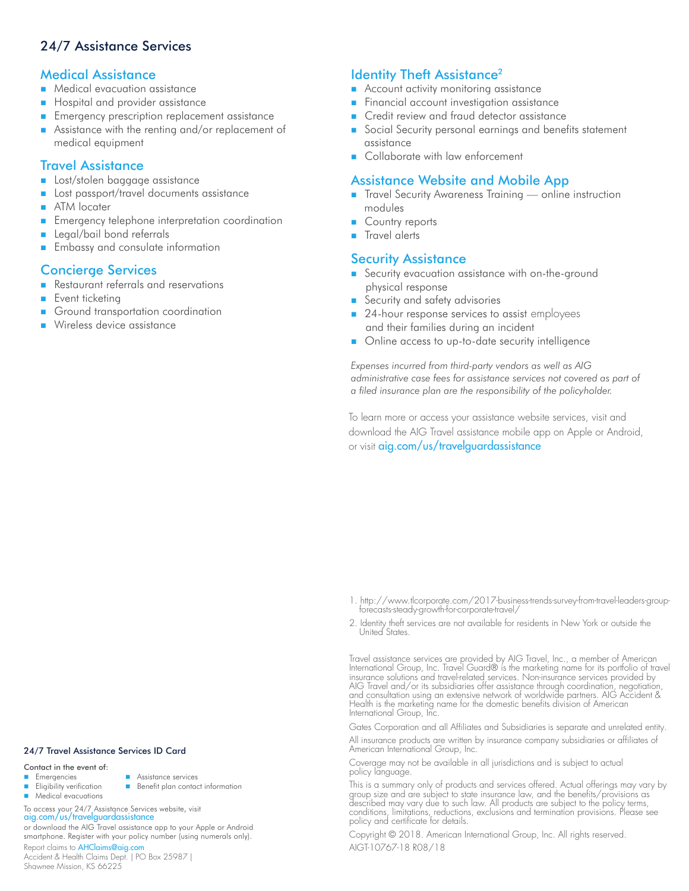# 24/7 Assistance Services

## Medical Assistance

- Medical evacuation assistance
- Hospital and provider assistance
- Emergency prescription replacement assistance
- Assistance with the renting and/or replacement of medical equipment

## Travel Assistance

- Lost/stolen baggage assistance
- Lost passport/travel documents assistance
- ATM locater
- Emergency telephone interpretation coordination
- Legal/bail bond referrals
- Embassy and consulate information

## Concierge Services

- Restaurant referrals and reservations
- Event ticketing
- Ground transportation coordination
- Wireless device assistance

## Identity Theft Assistance[2]

- Account activity monitoring assistance
- Financial account investigation assistance
- Credit review and fraud detector assistance
- Social Security personal earnings and benefits statement assistance
- Collaborate with law enforcement

## Assistance Website and Mobile App

- Travel Security Awareness Training — online instruction modules
- Country reports
- Travel alerts

## Security Assistance

- Security evacuation assistance with on-the-ground physical response
- Security and safety advisories
- 24-hour response services to assist employees and their families during an incident
- Online access to up-to-date security intelligence

*Expenses incurred from third-party vendors as well as AIG administrative case fees for assistance services not covered as part of a filed insurance plan are the responsibility of the policyholder.*

To learn more or access your assistance website services, visit and download the AIG Travel assistance mobile app on Apple or Android, or visit aig.com/us/travelguardassistance

### 24/7 Travel Assistance Services ID Card

Contact in the event of:

- Emergencies
- Eligibility verification
- Medical evacuations
- Assistance services
- Benefit plan contact information

To access your 24/7 Assistance Services website, visit aig.com/us/travelguardassistance or download the AIG Travel assistance app to your Apple or Android smartphone. Register with your policy number (using numerals only).

Report claims to AHClaims@aig.com
Accident & Health Claims Dept. | PO Box 25987 | Shawnee Mission, KS 66225

1. http://www.tlcorporate.com/2017-business-trends-survey-from-travel-leaders-group-forecasts-steady-growth-for-corporate-travel/
2. Identity theft services are not available for residents in New York or outside the United States.

Travel assistance services are provided by AIG Travel, Inc., a member of American International Group, Inc. Travel Guard® is the marketing name for its portfolio of travel insurance solutions and travel-related services. Non-insurance services provided by AIG Travel and/or its subsidiaries offer assistance through coordination, negotiation, and consultation using an extensive network of worldwide partners. AIG Accident & Health is the marketing name for the domestic benefits division of American International Group, Inc.

Gates Corporation and all Affiliates and Subsidiaries is separate and unrelated entity.

All insurance products are written by insurance company subsidiaries or affiliates of American International Group, Inc.

Coverage may not be available in all jurisdictions and is subject to actual policy language.

This is a summary only of products and services offered. Actual offerings may vary by group size and are subject to state insurance law, and the benefits/provisions as described may vary due to such law. All products are subject to the policy terms, conditions, limitations, reductions, exclusions and termination provisions. Please see policy and certificate for details.

Copyright © 2018. American International Group, Inc. All rights reserved.

AIGT-10767-18 R08/18